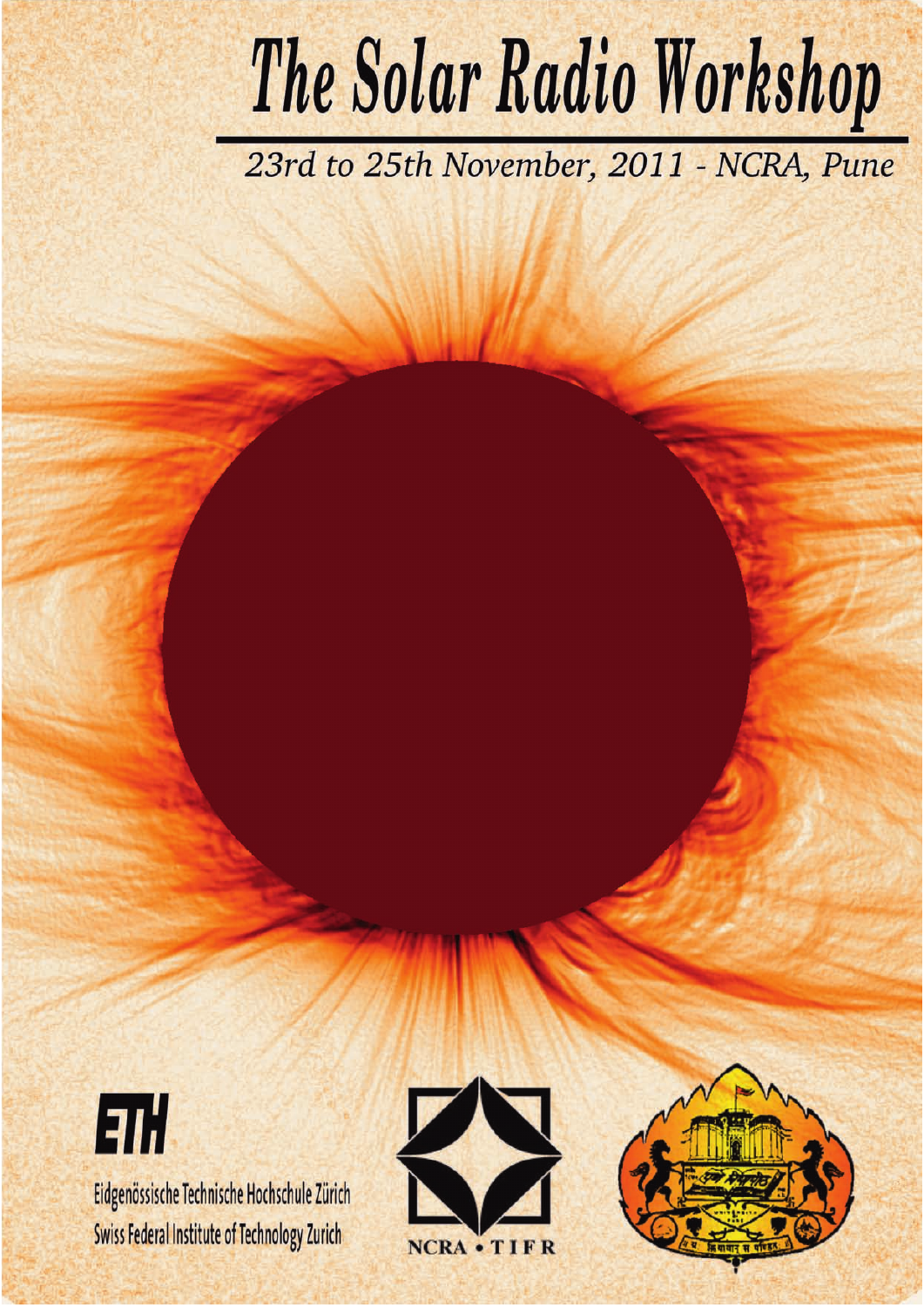# The Solar Radio Workshop

*23rd to 25th November, 2011 - NCRA, Pune*

ETH

Eidgenössische Technische Hochschule Zürich
Swiss Federal Institute of Technology Zurich

NCRA • TIFR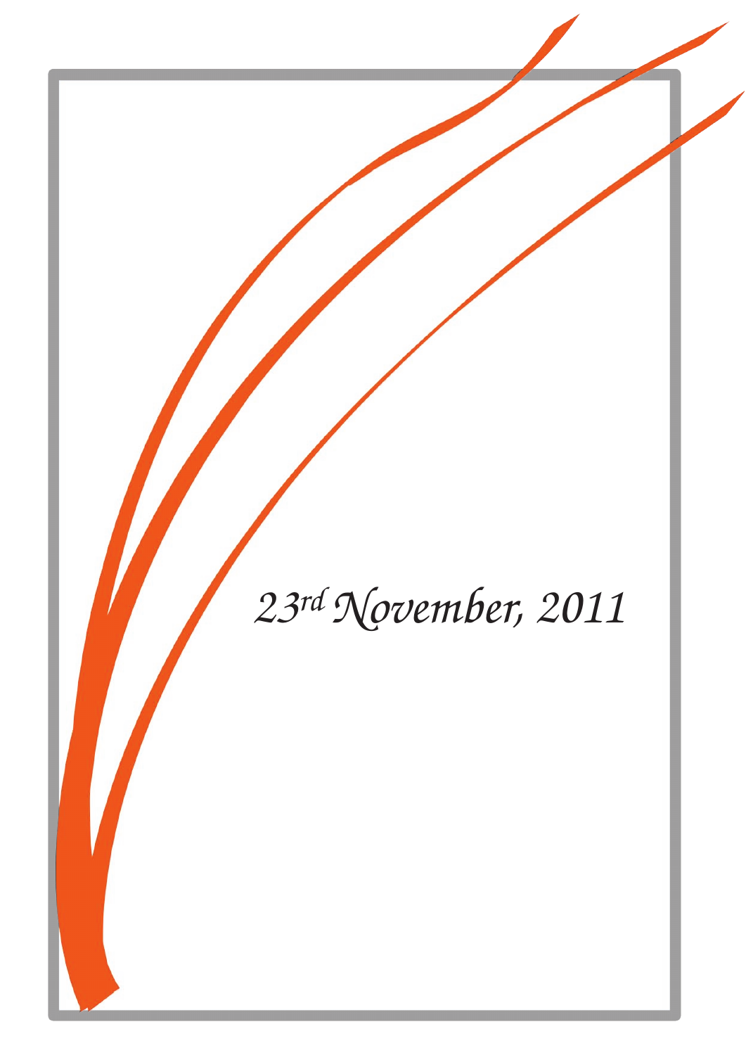*23rd November, 2011*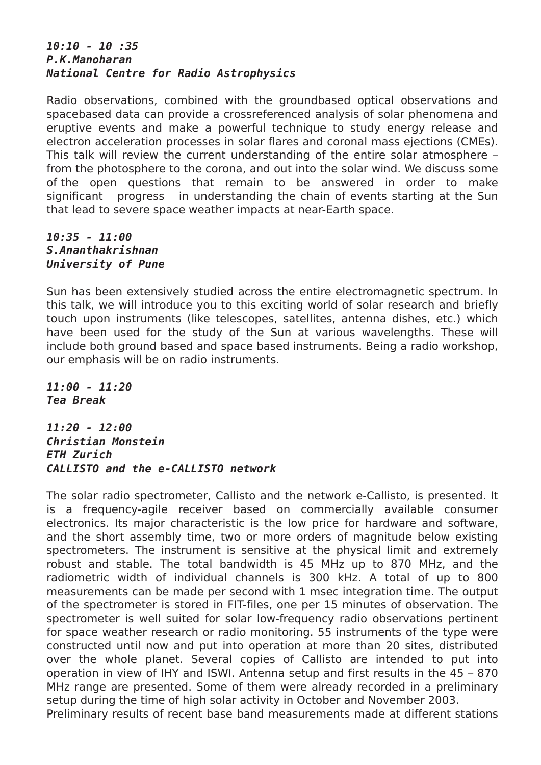***10:10 - 10 :35***
***P.K.Manoharan***
***National Centre for Radio Astrophysics***

Radio observations, combined with the groundbased optical observations and spacebased data can provide a crossreferenced analysis of solar phenomena and eruptive events and make a powerful technique to study energy release and electron acceleration processes in solar flares and coronal mass ejections (CMEs). This talk will review the current understanding of the entire solar atmosphere – from the photosphere to the corona, and out into the solar wind. We discuss some of the open questions that remain to be answered in order to make significant progress in understanding the chain of events starting at the Sun that lead to severe space weather impacts at near-Earth space.

***10:35 - 11:00***
***S.Ananthakrishnan***
***University of Pune***

Sun has been extensively studied across the entire electromagnetic spectrum. In this talk, we will introduce you to this exciting world of solar research and briefly touch upon instruments (like telescopes, satellites, antenna dishes, etc.) which have been used for the study of the Sun at various wavelengths. These will include both ground based and space based instruments. Being a radio workshop, our emphasis will be on radio instruments.

***11:00 - 11:20***
***Tea Break***

***11:20 - 12:00***
***Christian Monstein***
***ETH Zurich***
***CALLISTO and the e-CALLISTO network***

The solar radio spectrometer, Callisto and the network e-Callisto, is presented. It is a frequency-agile receiver based on commercially available consumer electronics. Its major characteristic is the low price for hardware and software, and the short assembly time, two or more orders of magnitude below existing spectrometers. The instrument is sensitive at the physical limit and extremely robust and stable. The total bandwidth is 45 MHz up to 870 MHz, and the radiometric width of individual channels is 300 kHz. A total of up to 800 measurements can be made per second with 1 msec integration time. The output of the spectrometer is stored in FIT-files, one per 15 minutes of observation. The spectrometer is well suited for solar low-frequency radio observations pertinent for space weather research or radio monitoring. 55 instruments of the type were constructed until now and put into operation at more than 20 sites, distributed over the whole planet. Several copies of Callisto are intended to put into operation in view of IHY and ISWI. Antenna setup and first results in the 45 – 870 MHz range are presented. Some of them were already recorded in a preliminary setup during the time of high solar activity in October and November 2003.
Preliminary results of recent base band measurements made at different stations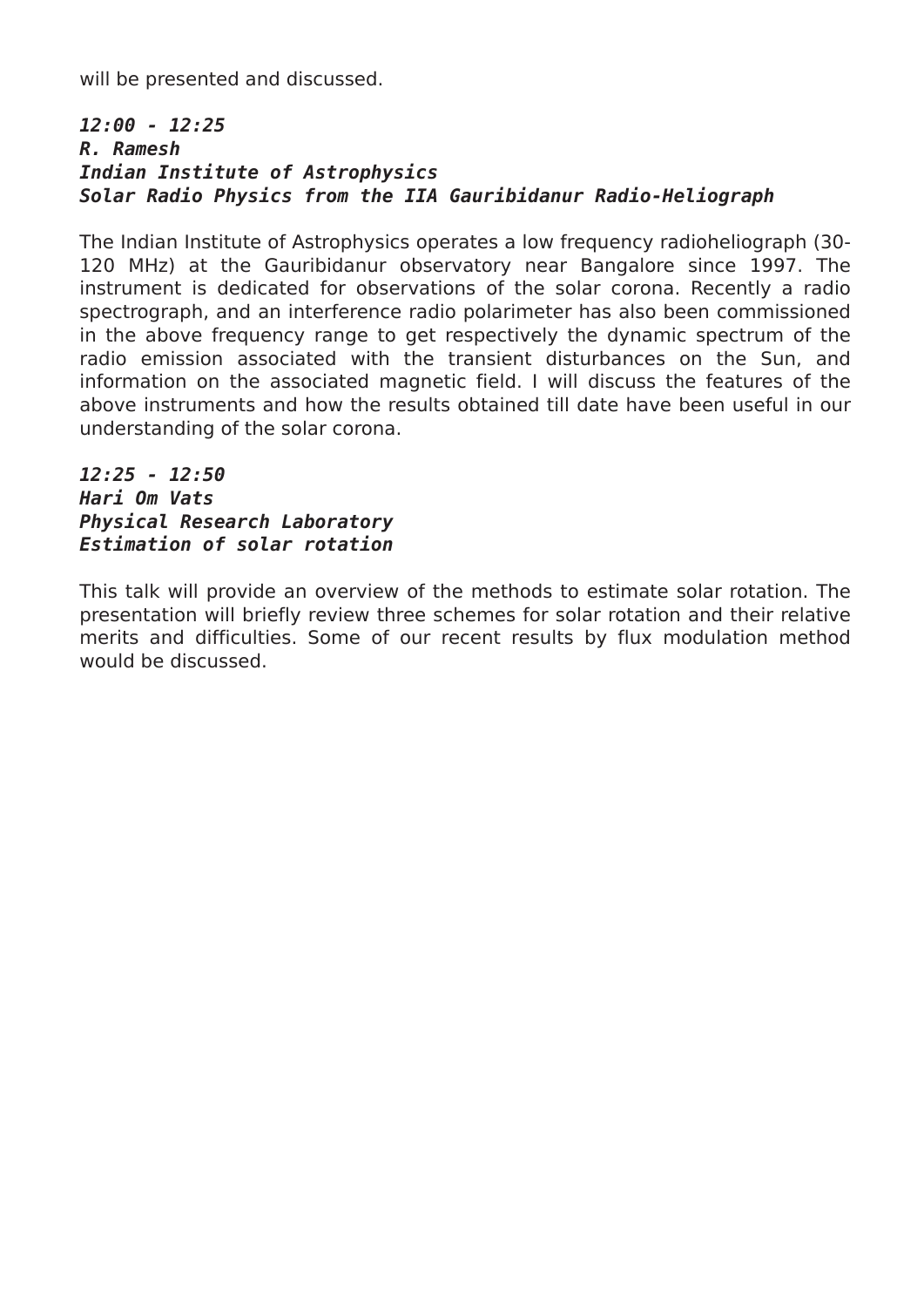will be presented and discussed.

***12:00 - 12:25***
***R. Ramesh***
***Indian Institute of Astrophysics***
***Solar Radio Physics from the IIA Gauribidanur Radio-Heliograph***

The Indian Institute of Astrophysics operates a low frequency radioheliograph (30-120 MHz) at the Gauribidanur observatory near Bangalore since 1997. The instrument is dedicated for observations of the solar corona. Recently a radio spectrograph, and an interference radio polarimeter has also been commissioned in the above frequency range to get respectively the dynamic spectrum of the radio emission associated with the transient disturbances on the Sun, and information on the associated magnetic field. I will discuss the features of the above instruments and how the results obtained till date have been useful in our understanding of the solar corona.

***12:25 - 12:50***
***Hari Om Vats***
***Physical Research Laboratory***
***Estimation of solar rotation***

This talk will provide an overview of the methods to estimate solar rotation. The presentation will briefly review three schemes for solar rotation and their relative merits and difficulties. Some of our recent results by flux modulation method would be discussed.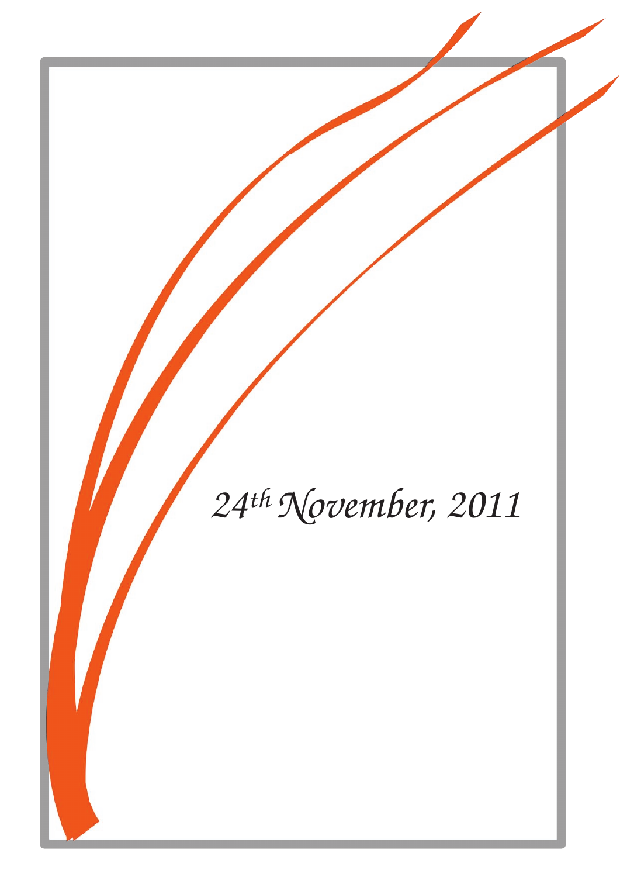*24th November, 2011*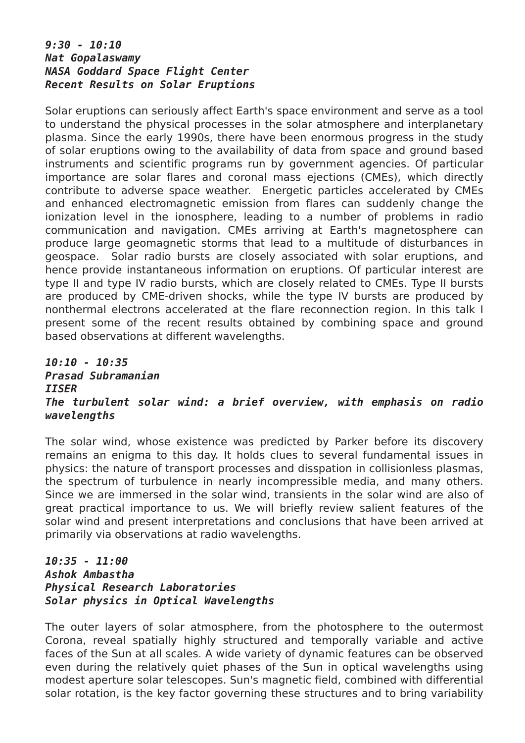***9:30 - 10:10***
***Nat Gopalaswamy***
***NASA Goddard Space Flight Center***
***Recent Results on Solar Eruptions***

Solar eruptions can seriously affect Earth's space environment and serve as a tool to understand the physical processes in the solar atmosphere and interplanetary plasma. Since the early 1990s, there have been enormous progress in the study of solar eruptions owing to the availability of data from space and ground based instruments and scientific programs run by government agencies. Of particular importance are solar flares and coronal mass ejections (CMEs), which directly contribute to adverse space weather. Energetic particles accelerated by CMEs and enhanced electromagnetic emission from flares can suddenly change the ionization level in the ionosphere, leading to a number of problems in radio communication and navigation. CMEs arriving at Earth's magnetosphere can produce large geomagnetic storms that lead to a multitude of disturbances in geospace. Solar radio bursts are closely associated with solar eruptions, and hence provide instantaneous information on eruptions. Of particular interest are type II and type IV radio bursts, which are closely related to CMEs. Type II bursts are produced by CME-driven shocks, while the type IV bursts are produced by nonthermal electrons accelerated at the flare reconnection region. In this talk I present some of the recent results obtained by combining space and ground based observations at different wavelengths.

***10:10 - 10:35***
***Prasad Subramanian***
***IISER***
***The turbulent solar wind: a brief overview, with emphasis on radio wavelengths***

The solar wind, whose existence was predicted by Parker before its discovery remains an enigma to this day. It holds clues to several fundamental issues in physics: the nature of transport processes and disspation in collisionless plasmas, the spectrum of turbulence in nearly incompressible media, and many others. Since we are immersed in the solar wind, transients in the solar wind are also of great practical importance to us. We will briefly review salient features of the solar wind and present interpretations and conclusions that have been arrived at primarily via observations at radio wavelengths.

***10:35 - 11:00***
***Ashok Ambastha***
***Physical Research Laboratories***
***Solar physics in Optical Wavelengths***

The outer layers of solar atmosphere, from the photosphere to the outermost Corona, reveal spatially highly structured and temporally variable and active faces of the Sun at all scales. A wide variety of dynamic features can be observed even during the relatively quiet phases of the Sun in optical wavelengths using modest aperture solar telescopes. Sun's magnetic field, combined with differential solar rotation, is the key factor governing these structures and to bring variability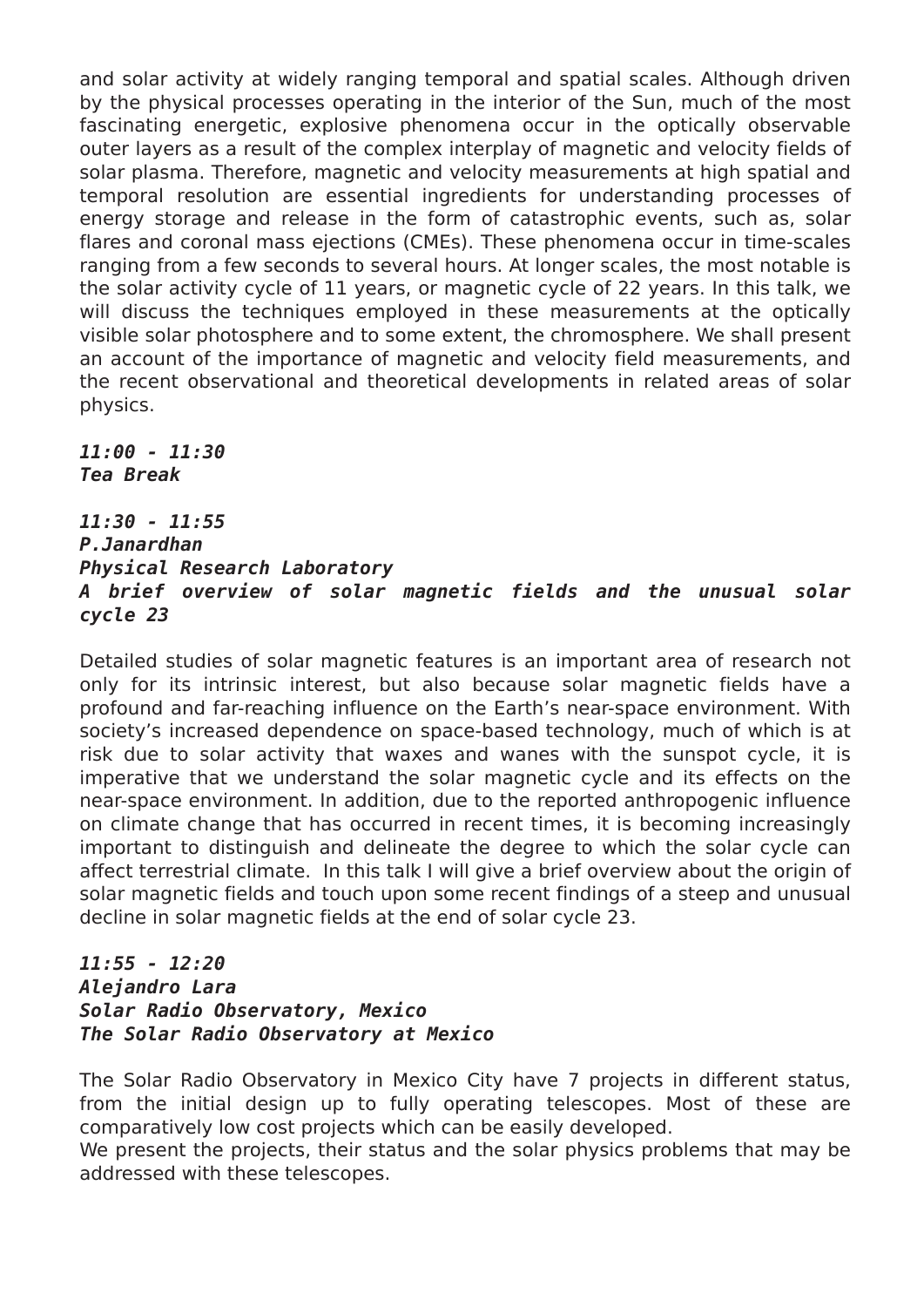and solar activity at widely ranging temporal and spatial scales. Although driven by the physical processes operating in the interior of the Sun, much of the most fascinating energetic, explosive phenomena occur in the optically observable outer layers as a result of the complex interplay of magnetic and velocity fields of solar plasma. Therefore, magnetic and velocity measurements at high spatial and temporal resolution are essential ingredients for understanding processes of energy storage and release in the form of catastrophic events, such as, solar flares and coronal mass ejections (CMEs). These phenomena occur in time-scales ranging from a few seconds to several hours. At longer scales, the most notable is the solar activity cycle of 11 years, or magnetic cycle of 22 years. In this talk, we will discuss the techniques employed in these measurements at the optically visible solar photosphere and to some extent, the chromosphere. We shall present an account of the importance of magnetic and velocity field measurements, and the recent observational and theoretical developments in related areas of solar physics.

***11:00 - 11:30***
***Tea Break***

***11:30 - 11:55***
***P.Janardhan***
***Physical Research Laboratory***
***A brief overview of solar magnetic fields and the unusual solar cycle 23***

Detailed studies of solar magnetic features is an important area of research not only for its intrinsic interest, but also because solar magnetic fields have a profound and far-reaching influence on the Earth's near-space environment. With society's increased dependence on space-based technology, much of which is at risk due to solar activity that waxes and wanes with the sunspot cycle, it is imperative that we understand the solar magnetic cycle and its effects on the near-space environment. In addition, due to the reported anthropogenic influence on climate change that has occurred in recent times, it is becoming increasingly important to distinguish and delineate the degree to which the solar cycle can affect terrestrial climate. In this talk I will give a brief overview about the origin of solar magnetic fields and touch upon some recent findings of a steep and unusual decline in solar magnetic fields at the end of solar cycle 23.

***11:55 - 12:20***
***Alejandro Lara***
***Solar Radio Observatory, Mexico***
***The Solar Radio Observatory at Mexico***

The Solar Radio Observatory in Mexico City have 7 projects in different status, from the initial design up to fully operating telescopes. Most of these are comparatively low cost projects which can be easily developed.
We present the projects, their status and the solar physics problems that may be addressed with these telescopes.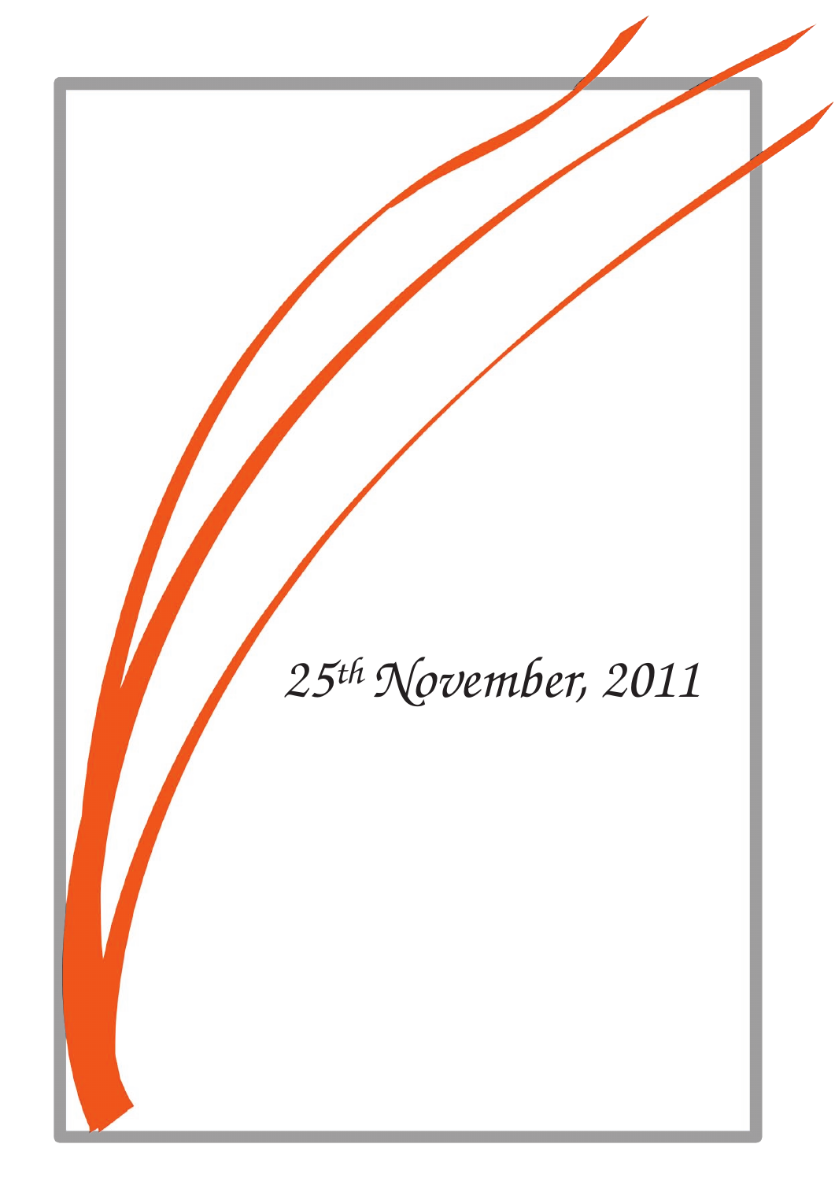*25th November, 2011*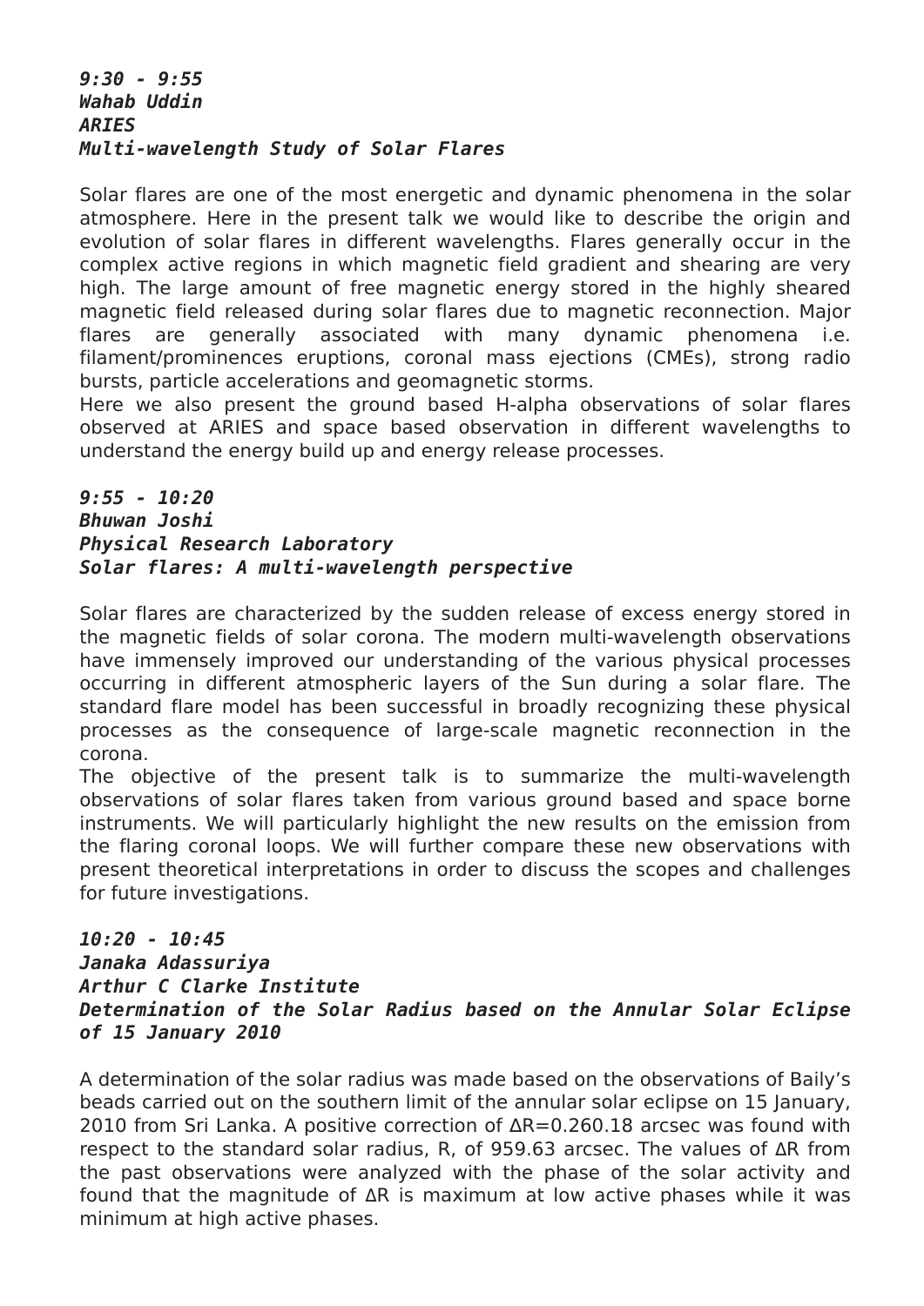***9:30 - 9:55***
***Wahab Uddin***
***ARIES***
***Multi-wavelength Study of Solar Flares***

Solar flares are one of the most energetic and dynamic phenomena in the solar atmosphere. Here in the present talk we would like to describe the origin and evolution of solar flares in different wavelengths. Flares generally occur in the complex active regions in which magnetic field gradient and shearing are very high. The large amount of free magnetic energy stored in the highly sheared magnetic field released during solar flares due to magnetic reconnection. Major flares are generally associated with many dynamic phenomena i.e. filament/prominences eruptions, coronal mass ejections (CMEs), strong radio bursts, particle accelerations and geomagnetic storms.
Here we also present the ground based H-alpha observations of solar flares observed at ARIES and space based observation in different wavelengths to understand the energy build up and energy release processes.

***9:55 - 10:20***
***Bhuwan Joshi***
***Physical Research Laboratory***
***Solar flares: A multi-wavelength perspective***

Solar flares are characterized by the sudden release of excess energy stored in the magnetic fields of solar corona. The modern multi-wavelength observations have immensely improved our understanding of the various physical processes occurring in different atmospheric layers of the Sun during a solar flare. The standard flare model has been successful in broadly recognizing these physical processes as the consequence of large-scale magnetic reconnection in the corona.
The objective of the present talk is to summarize the multi-wavelength observations of solar flares taken from various ground based and space borne instruments. We will particularly highlight the new results on the emission from the flaring coronal loops. We will further compare these new observations with present theoretical interpretations in order to discuss the scopes and challenges for future investigations.

***10:20 - 10:45***
***Janaka Adassuriya***
***Arthur C Clarke Institute***
***Determination of the Solar Radius based on the Annular Solar Eclipse of 15 January 2010***

A determination of the solar radius was made based on the observations of Baily's beads carried out on the southern limit of the annular solar eclipse on 15 January, 2010 from Sri Lanka. A positive correction of ΔR=0.260.18 arcsec was found with respect to the standard solar radius, R, of 959.63 arcsec. The values of ΔR from the past observations were analyzed with the phase of the solar activity and found that the magnitude of ΔR is maximum at low active phases while it was minimum at high active phases.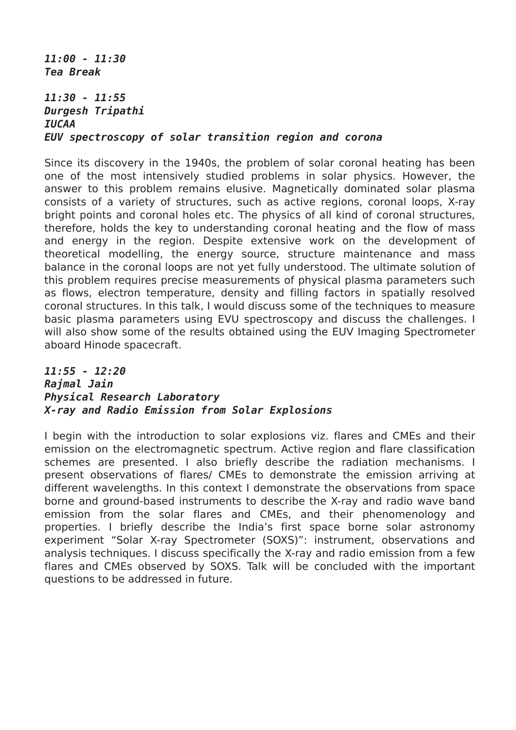***11:00 - 11:30***
***Tea Break***

***11:30 - 11:55***
***Durgesh Tripathi***
***IUCAA***
***EUV spectroscopy of solar transition region and corona***

Since its discovery in the 1940s, the problem of solar coronal heating has been one of the most intensively studied problems in solar physics. However, the answer to this problem remains elusive. Magnetically dominated solar plasma consists of a variety of structures, such as active regions, coronal loops, X-ray bright points and coronal holes etc. The physics of all kind of coronal structures, therefore, holds the key to understanding coronal heating and the flow of mass and energy in the region. Despite extensive work on the development of theoretical modelling, the energy source, structure maintenance and mass balance in the coronal loops are not yet fully understood. The ultimate solution of this problem requires precise measurements of physical plasma parameters such as flows, electron temperature, density and filling factors in spatially resolved coronal structures. In this talk, I would discuss some of the techniques to measure basic plasma parameters using EVU spectroscopy and discuss the challenges. I will also show some of the results obtained using the EUV Imaging Spectrometer aboard Hinode spacecraft.

***11:55 - 12:20***
***Rajmal Jain***
***Physical Research Laboratory***
***X-ray and Radio Emission from Solar Explosions***

I begin with the introduction to solar explosions viz. flares and CMEs and their emission on the electromagnetic spectrum. Active region and flare classification schemes are presented. I also briefly describe the radiation mechanisms. I present observations of flares/ CMEs to demonstrate the emission arriving at different wavelengths. In this context I demonstrate the observations from space borne and ground-based instruments to describe the X-ray and radio wave band emission from the solar flares and CMEs, and their phenomenology and properties. I briefly describe the India's first space borne solar astronomy experiment "Solar X-ray Spectrometer (SOXS)": instrument, observations and analysis techniques. I discuss specifically the X-ray and radio emission from a few flares and CMEs observed by SOXS. Talk will be concluded with the important questions to be addressed in future.